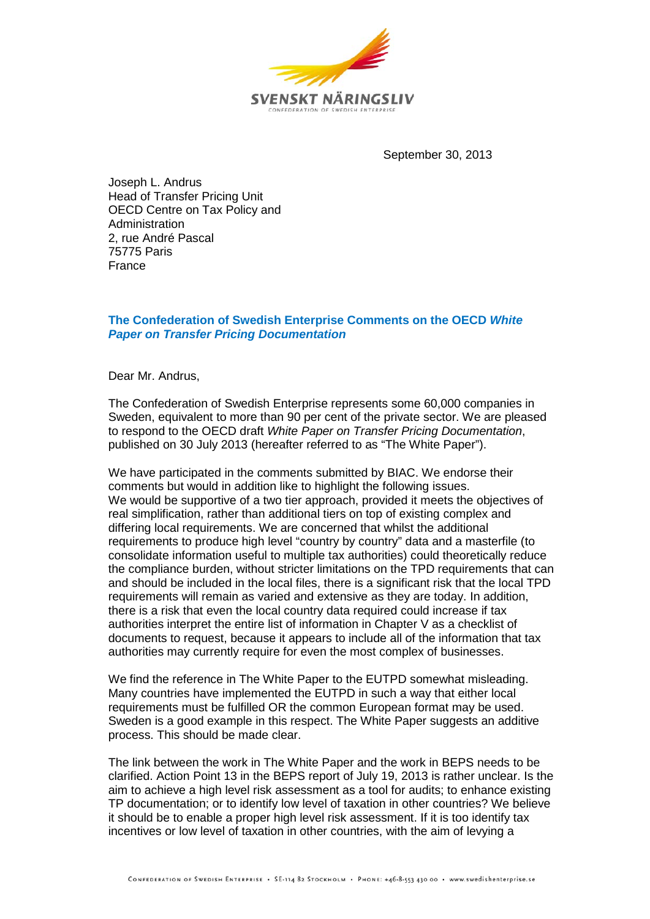September 30, 2013

Joseph L. Andrus
Head of Transfer Pricing Unit
OECD Centre on Tax Policy and Administration
2, rue André Pascal
75775 Paris
France

## The Confederation of Swedish Enterprise Comments on the OECD *White Paper on Transfer Pricing Documentation*

Dear Mr. Andrus,

The Confederation of Swedish Enterprise represents some 60,000 companies in Sweden, equivalent to more than 90 per cent of the private sector. We are pleased to respond to the OECD draft *White Paper on Transfer Pricing Documentation*, published on 30 July 2013 (hereafter referred to as "The White Paper").

We have participated in the comments submitted by BIAC. We endorse their comments but would in addition like to highlight the following issues.
We would be supportive of a two tier approach, provided it meets the objectives of real simplification, rather than additional tiers on top of existing complex and differing local requirements. We are concerned that whilst the additional requirements to produce high level "country by country" data and a masterfile (to consolidate information useful to multiple tax authorities) could theoretically reduce the compliance burden, without stricter limitations on the TPD requirements that can and should be included in the local files, there is a significant risk that the local TPD requirements will remain as varied and extensive as they are today. In addition, there is a risk that even the local country data required could increase if tax authorities interpret the entire list of information in Chapter V as a checklist of documents to request, because it appears to include all of the information that tax authorities may currently require for even the most complex of businesses.

We find the reference in The White Paper to the EUTPD somewhat misleading. Many countries have implemented the EUTPD in such a way that either local requirements must be fulfilled OR the common European format may be used. Sweden is a good example in this respect. The White Paper suggests an additive process. This should be made clear.

The link between the work in The White Paper and the work in BEPS needs to be clarified. Action Point 13 in the BEPS report of July 19, 2013 is rather unclear. Is the aim to achieve a high level risk assessment as a tool for audits; to enhance existing TP documentation; or to identify low level of taxation in other countries? We believe it should be to enable a proper high level risk assessment. If it is too identify tax incentives or low level of taxation in other countries, with the aim of levying a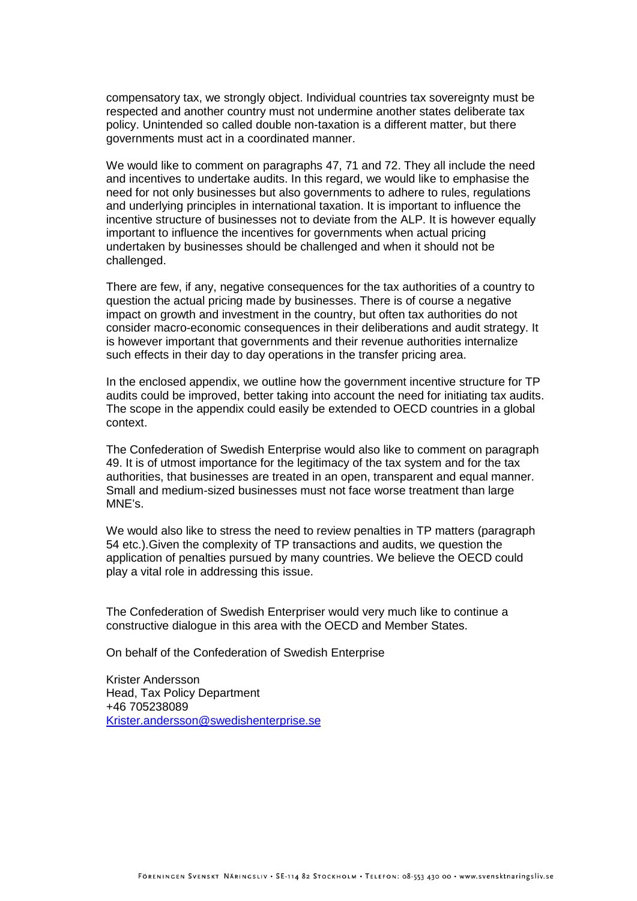compensatory tax, we strongly object. Individual countries tax sovereignty must be respected and another country must not undermine another states deliberate tax policy. Unintended so called double non-taxation is a different matter, but there governments must act in a coordinated manner.

We would like to comment on paragraphs 47, 71 and 72. They all include the need and incentives to undertake audits. In this regard, we would like to emphasise the need for not only businesses but also governments to adhere to rules, regulations and underlying principles in international taxation. It is important to influence the incentive structure of businesses not to deviate from the ALP. It is however equally important to influence the incentives for governments when actual pricing undertaken by businesses should be challenged and when it should not be challenged.

There are few, if any, negative consequences for the tax authorities of a country to question the actual pricing made by businesses. There is of course a negative impact on growth and investment in the country, but often tax authorities do not consider macro-economic consequences in their deliberations and audit strategy. It is however important that governments and their revenue authorities internalize such effects in their day to day operations in the transfer pricing area.

In the enclosed appendix, we outline how the government incentive structure for TP audits could be improved, better taking into account the need for initiating tax audits. The scope in the appendix could easily be extended to OECD countries in a global context.

The Confederation of Swedish Enterprise would also like to comment on paragraph 49. It is of utmost importance for the legitimacy of the tax system and for the tax authorities, that businesses are treated in an open, transparent and equal manner. Small and medium-sized businesses must not face worse treatment than large MNE's.

We would also like to stress the need to review penalties in TP matters (paragraph 54 etc.).Given the complexity of TP transactions and audits, we question the application of penalties pursued by many countries. We believe the OECD could play a vital role in addressing this issue.

The Confederation of Swedish Enterpriser would very much like to continue a constructive dialogue in this area with the OECD and Member States.

On behalf of the Confederation of Swedish Enterprise

Krister Andersson
Head, Tax Policy Department
+46 705238089
Krister.andersson@swedishenterprise.se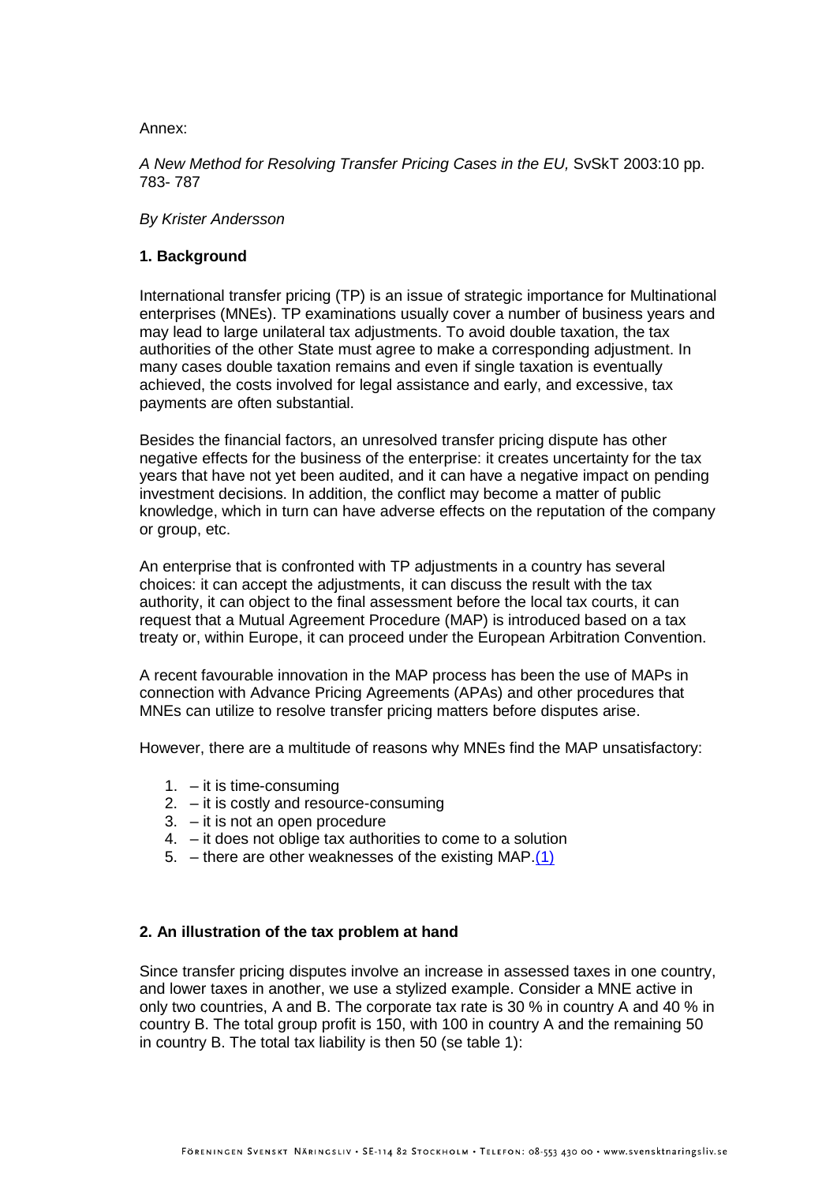Annex:

*A New Method for Resolving Transfer Pricing Cases in the EU,* SvSkT 2003:10 pp. 783- 787

*By Krister Andersson*

## 1. Background

International transfer pricing (TP) is an issue of strategic importance for Multinational enterprises (MNEs). TP examinations usually cover a number of business years and may lead to large unilateral tax adjustments. To avoid double taxation, the tax authorities of the other State must agree to make a corresponding adjustment. In many cases double taxation remains and even if single taxation is eventually achieved, the costs involved for legal assistance and early, and excessive, tax payments are often substantial.

Besides the financial factors, an unresolved transfer pricing dispute has other negative effects for the business of the enterprise: it creates uncertainty for the tax years that have not yet been audited, and it can have a negative impact on pending investment decisions. In addition, the conflict may become a matter of public knowledge, which in turn can have adverse effects on the reputation of the company or group, etc.

An enterprise that is confronted with TP adjustments in a country has several choices: it can accept the adjustments, it can discuss the result with the tax authority, it can object to the final assessment before the local tax courts, it can request that a Mutual Agreement Procedure (MAP) is introduced based on a tax treaty or, within Europe, it can proceed under the European Arbitration Convention.

A recent favourable innovation in the MAP process has been the use of MAPs in connection with Advance Pricing Agreements (APAs) and other procedures that MNEs can utilize to resolve transfer pricing matters before disputes arise.

However, there are a multitude of reasons why MNEs find the MAP unsatisfactory:

1. – it is time-consuming
2. – it is costly and resource-consuming
3. – it is not an open procedure
4. – it does not oblige tax authorities to come to a solution
5. – there are other weaknesses of the existing MAP.(1)

## 2. An illustration of the tax problem at hand

Since transfer pricing disputes involve an increase in assessed taxes in one country, and lower taxes in another, we use a stylized example. Consider a MNE active in only two countries, A and B. The corporate tax rate is 30 % in country A and 40 % in country B. The total group profit is 150, with 100 in country A and the remaining 50 in country B. The total tax liability is then 50 (se table 1):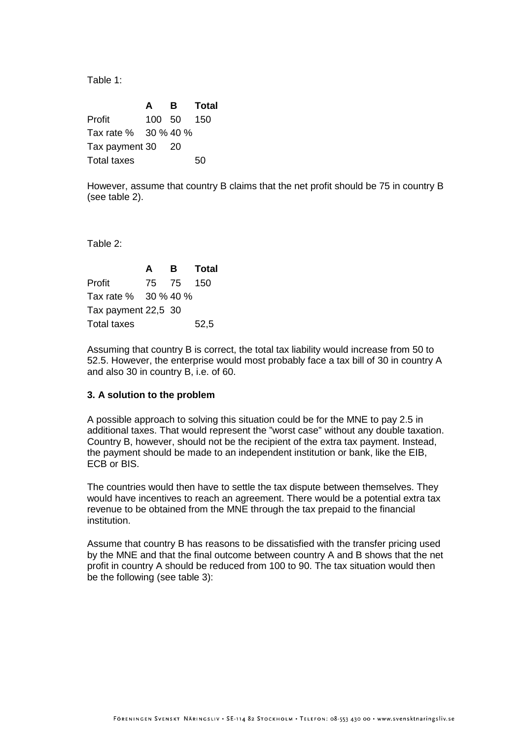Table 1:

| | A | B | Total |
|---|---|---|---|
| Profit | 100 | 50 | 150 |
| Tax rate % | 30 % | 40 % | |
| Tax payment | 30 | 20 | |
| Total taxes | | | 50 |

However, assume that country B claims that the net profit should be 75 in country B (see table 2).

Table 2:

| | A | B | Total |
|---|---|---|---|
| Profit | 75 | 75 | 150 |
| Tax rate % | 30 % | 40 % | |
| Tax payment | 22,5 | 30 | |
| Total taxes | | | 52,5 |

Assuming that country B is correct, the total tax liability would increase from 50 to 52.5. However, the enterprise would most probably face a tax bill of 30 in country A and also 30 in country B, i.e. of 60.

**3. A solution to the problem**

A possible approach to solving this situation could be for the MNE to pay 2.5 in additional taxes. That would represent the "worst case" without any double taxation. Country B, however, should not be the recipient of the extra tax payment. Instead, the payment should be made to an independent institution or bank, like the EIB, ECB or BIS.

The countries would then have to settle the tax dispute between themselves. They would have incentives to reach an agreement. There would be a potential extra tax revenue to be obtained from the MNE through the tax prepaid to the financial institution.

Assume that country B has reasons to be dissatisfied with the transfer pricing used by the MNE and that the final outcome between country A and B shows that the net profit in country A should be reduced from 100 to 90. The tax situation would then be the following (see table 3):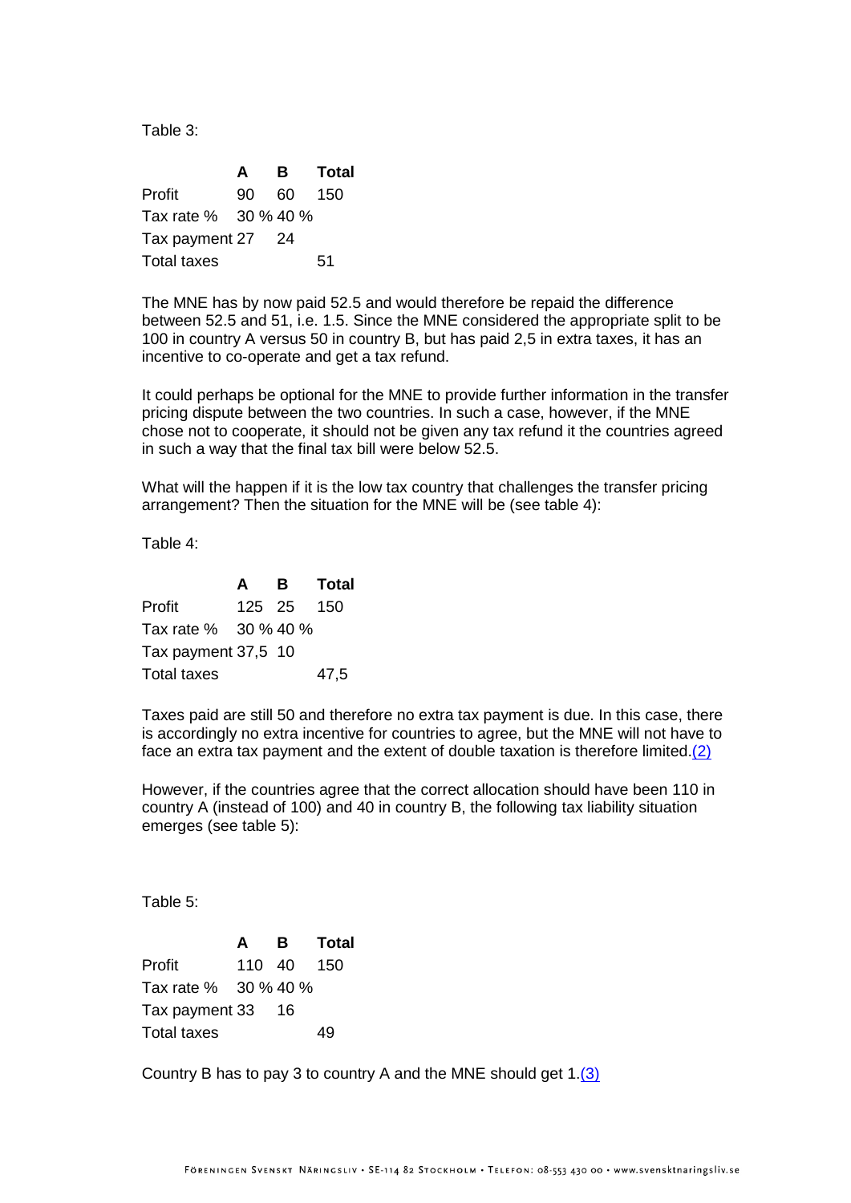Table 3:

| | A | B | Total |
|---|---|---|---|
| Profit | 90 | 60 | 150 |
| Tax rate % | 30 % | 40 % | |
| Tax payment | 27 | 24 | |
| Total taxes | | | 51 |

The MNE has by now paid 52.5 and would therefore be repaid the difference between 52.5 and 51, i.e. 1.5. Since the MNE considered the appropriate split to be 100 in country A versus 50 in country B, but has paid 2,5 in extra taxes, it has an incentive to co-operate and get a tax refund.

It could perhaps be optional for the MNE to provide further information in the transfer pricing dispute between the two countries. In such a case, however, if the MNE chose not to cooperate, it should not be given any tax refund it the countries agreed in such a way that the final tax bill were below 52.5.

What will the happen if it is the low tax country that challenges the transfer pricing arrangement? Then the situation for the MNE will be (see table 4):

Table 4:

| | A | B | Total |
|---|---|---|---|
| Profit | 125 | 25 | 150 |
| Tax rate % | 30 % | 40 % | |
| Tax payment | 37,5 | 10 | |
| Total taxes | | | 47,5 |

Taxes paid are still 50 and therefore no extra tax payment is due. In this case, there is accordingly no extra incentive for countries to agree, but the MNE will not have to face an extra tax payment and the extent of double taxation is therefore limited.(2)

However, if the countries agree that the correct allocation should have been 110 in country A (instead of 100) and 40 in country B, the following tax liability situation emerges (see table 5):

Table 5:

| | A | B | Total |
|---|---|---|---|
| Profit | 110 | 40 | 150 |
| Tax rate % | 30 % | 40 % | |
| Tax payment | 33 | 16 | |
| Total taxes | | | 49 |

Country B has to pay 3 to country A and the MNE should get 1.(3)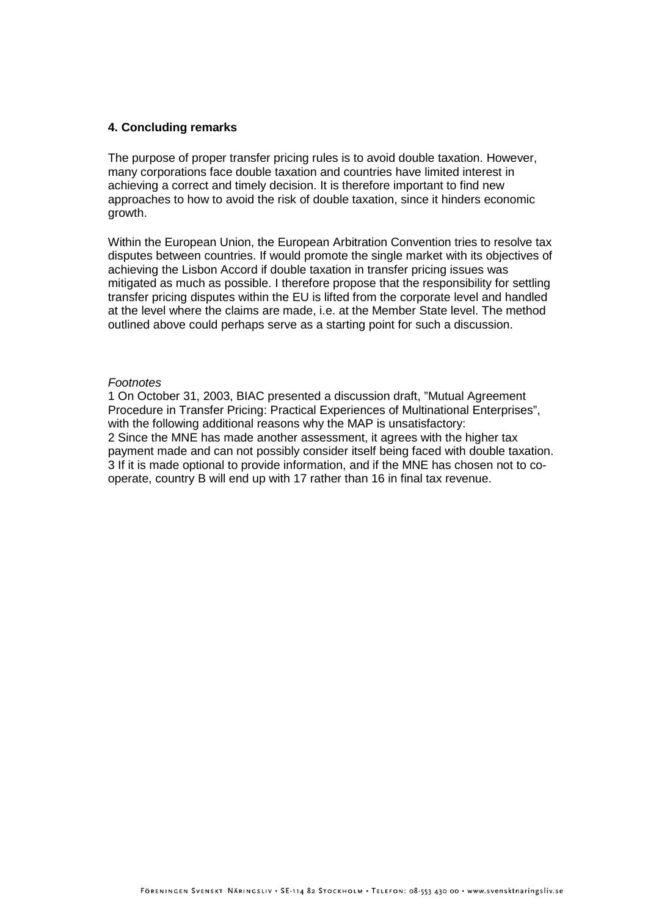### 4. Concluding remarks

The purpose of proper transfer pricing rules is to avoid double taxation. However, many corporations face double taxation and countries have limited interest in achieving a correct and timely decision. It is therefore important to find new approaches to how to avoid the risk of double taxation, since it hinders economic growth.

Within the European Union, the European Arbitration Convention tries to resolve tax disputes between countries. If would promote the single market with its objectives of achieving the Lisbon Accord if double taxation in transfer pricing issues was mitigated as much as possible. I therefore propose that the responsibility for settling transfer pricing disputes within the EU is lifted from the corporate level and handled at the level where the claims are made, i.e. at the Member State level. The method outlined above could perhaps serve as a starting point for such a discussion.

*Footnotes*

1 On October 31, 2003, BIAC presented a discussion draft, "Mutual Agreement Procedure in Transfer Pricing: Practical Experiences of Multinational Enterprises", with the following additional reasons why the MAP is unsatisfactory:

2 Since the MNE has made another assessment, it agrees with the higher tax payment made and can not possibly consider itself being faced with double taxation.

3 If it is made optional to provide information, and if the MNE has chosen not to co-operate, country B will end up with 17 rather than 16 in final tax revenue.